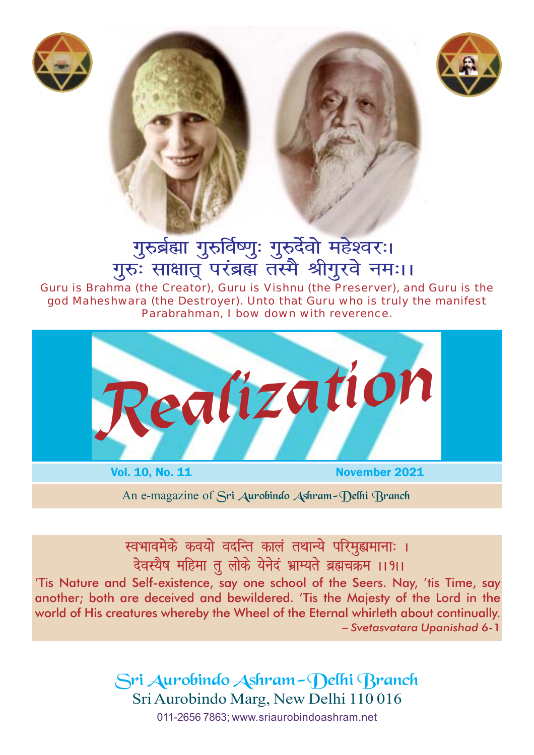गुरुर्ब्रह्मा गुरुर्विष्णुः गुरुर्देवो महेश्वरः।
गुरुः साक्षात् परंब्रह्म तस्मै श्रीगुरवे नमः।।

Guru is Brahma (the Creator), Guru is Vishnu (the Preserver), and Guru is the god Maheshwara (the Destroyer). Unto that Guru who is truly the manifest Parabrahman, I bow down with reverence.

# Realization

**Vol. 10, No. 11** | **November 2021**

An e-magazine of Sri Aurobindo Ashram–Delhi Branch

स्वभावमेके कवयो वदन्ति कालं तथान्ये परिमुह्यमानाः ।
देवस्यैष महिमा तु लोके येनेदं भ्राम्यते ब्रह्मचक्रम ।।१।।

'Tis Nature and Self-existence, say one school of the Seers. Nay, 'tis Time, say another; both are deceived and bewildered. 'Tis the Majesty of the Lord in the world of His creatures whereby the Wheel of the Eternal whirleth about continually.

– *Svetasvatara Upanishad* 6-1

## Sri Aurobindo Ashram–Delhi Branch

Sri Aurobindo Marg, New Delhi 110 016

011-2656 7863; www.sriaurobindoashram.net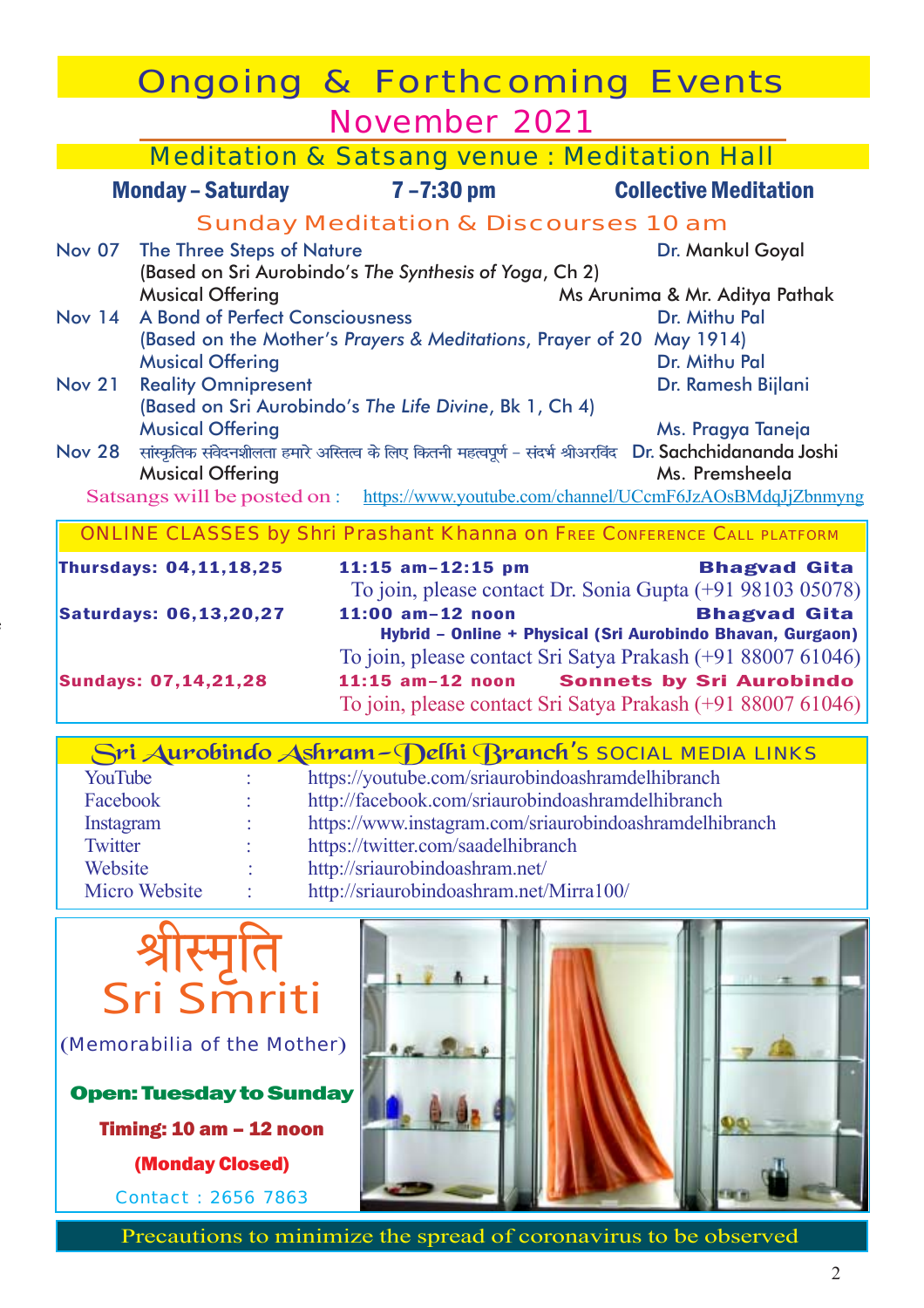# Ongoing & Forthcoming Events

## November 2021

### Meditation & Satsang venue : Meditation Hall

**Monday – Saturday** **7 –7:30 pm** **Collective Meditation**

### Sunday Meditation & Discourses 10 am

| Date | Topic | Speaker |
|---|---|---|
| Nov 07 | The Three Steps of Nature (Based on Sri Aurobindo's *The Synthesis of Yoga*, Ch 2) | Dr. Mankul Goyal |
| | Musical Offering | Ms Arunima & Mr. Aditya Pathak |
| Nov 14 | A Bond of Perfect Consciousness (Based on the Mother's *Prayers & Meditations*, Prayer of 20 May 1914) | Dr. Mithu Pal |
| | Musical Offering | Dr. Mithu Pal |
| Nov 21 | Reality Omnipresent (Based on Sri Aurobindo's *The Life Divine*, Bk 1, Ch 4) | Dr. Ramesh Bijlani |
| | Musical Offering | Ms. Pragya Taneja |
| Nov 28 | सांस्कृतिक संवेदनशीलता हमारे अस्तित्व के लिए कितनी महत्वपूर्ण – संदर्भ श्रीअरविंद | Dr. Sachchidananda Joshi |
| | Musical Offering | Ms. Premsheela |

Satsangs will be posted on : https://www.youtube.com/channel/UCcmF6JzAOsBMdqJjZbnmyng

### ONLINE CLASSES by Shri Prashant Khanna on Free Conference Call platform

**Thursdays: 04,11,18,25** — **11:15 am–12:15 pm** — **Bhagvad Gita**
To join, please contact Dr. Sonia Gupta (+91 98103 05078)

**Saturdays: 06,13,20,27** — **11:00 am–12 noon** — **Bhagvad Gita**
**Hybrid – Online + Physical (Sri Aurobindo Bhavan, Gurgaon)**
To join, please contact Sri Satya Prakash (+91 88007 61046)

**Sundays: 07,14,21,28** — **11:15 am–12 noon** — **Sonnets by Sri Aurobindo**
To join, please contact Sri Satya Prakash (+91 88007 61046)

### Sri Aurobindo Ashram–Delhi Branch's SOCIAL MEDIA LINKS

| | | |
|---|---|---|
| YouTube | : | https://youtube.com/sriaurobindoashramdelhibranch |
| Facebook | : | http://facebook.com/sriaurobindoashramdelhibranch |
| Instagram | : | https://www.instagram.com/sriaurobindoashramdelhibranch |
| Twitter | : | https://twitter.com/saadelhibranch |
| Website | : | http://sriaurobindoashram.net/ |
| Micro Website | : | http://sriaurobindoashram.net/Mirra100/ |

## श्रीस्मृति
## Sri Smriti

(Memorabilia of the Mother)

**Open: Tuesday to Sunday**

**Timing: 10 am – 12 noon**

**(Monday Closed)**

Contact : 2656 7863

**Precautions to minimize the spread of coronavirus to be observed**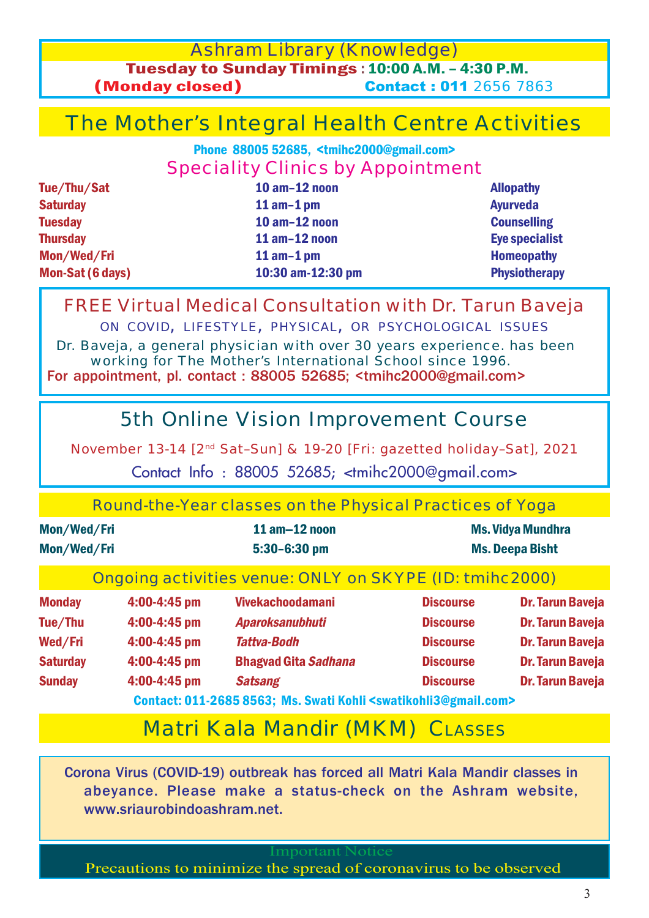## Ashram Library (Knowledge)

**Tuesday to Sunday Timings : 10:00 A.M. – 4:30 P.M.**

**(Monday closed)** **Contact : 011 2656 7863**

## The Mother's Integral Health Centre Activities

**Phone 88005 52685, <tmihc2000@gmail.com>**

### Speciality Clinics by Appointment

| | | |
|---|---|---|
| Tue/Thu/Sat | 10 am–12 noon | Allopathy |
| Saturday | 11 am–1 pm | Ayurveda |
| Tuesday | 10 am–12 noon | Counselling |
| Thursday | 11 am–12 noon | Eye specialist |
| Mon/Wed/Fri | 11 am–1 pm | Homeopathy |
| Mon-Sat (6 days) | 10:30 am-12:30 pm | Physiotherapy |

## FREE Virtual Medical Consultation with Dr. Tarun Baveja

ON COVID, LIFESTYLE, PHYSICAL, OR PSYCHOLOGICAL ISSUES

Dr. Baveja, a general physician with over 30 years experience. has been working for The Mother's International School since 1996.

**For appointment, pl. contact : 88005 52685; <tmihc2000@gmail.com>**

## 5th Online Vision Improvement Course

November 13-14 [2nd Sat–Sun] & 19-20 [Fri: gazetted holiday–Sat], 2021

Contact Info : 88005 52685; <tmihc2000@gmail.com>

### Round-the-Year classes on the Physical Practices of Yoga

| | | |
|---|---|---|
| Mon/Wed/Fri | 11 am–12 noon | Ms. Vidya Mundhra |
| Mon/Wed/Fri | 5:30–6:30 pm | Ms. Deepa Bisht |

### Ongoing activities venue: ONLY on SKYPE (ID: tmihc2000)

| | | | | |
|---|---|---|---|---|
| Monday | 4:00-4:45 pm | Vivekachoodamani | Discourse | Dr. Tarun Baveja |
| Tue/Thu | 4:00-4:45 pm | *Aparoksanubhuti* | Discourse | Dr. Tarun Baveja |
| Wed/Fri | 4:00-4:45 pm | *Tattva-Bodh* | Discourse | Dr. Tarun Baveja |
| Saturday | 4:00-4:45 pm | Bhagvad Gita *Sadhana* | Discourse | Dr. Tarun Baveja |
| Sunday | 4:00-4:45 pm | *Satsang* | Discourse | Dr. Tarun Baveja |

**Contact: 011-2685 8563; Ms. Swati Kohli <swatikohli3@gmail.com>**

## Matri Kala Mandir (MKM) Classes

Corona Virus (COVID-19) outbreak has forced all Matri Kala Mandir classes in abeyance. Please make a status-check on the Ashram website, www.sriaurobindoashram.net.

Important Notice

Precautions to minimize the spread of coronavirus to be observed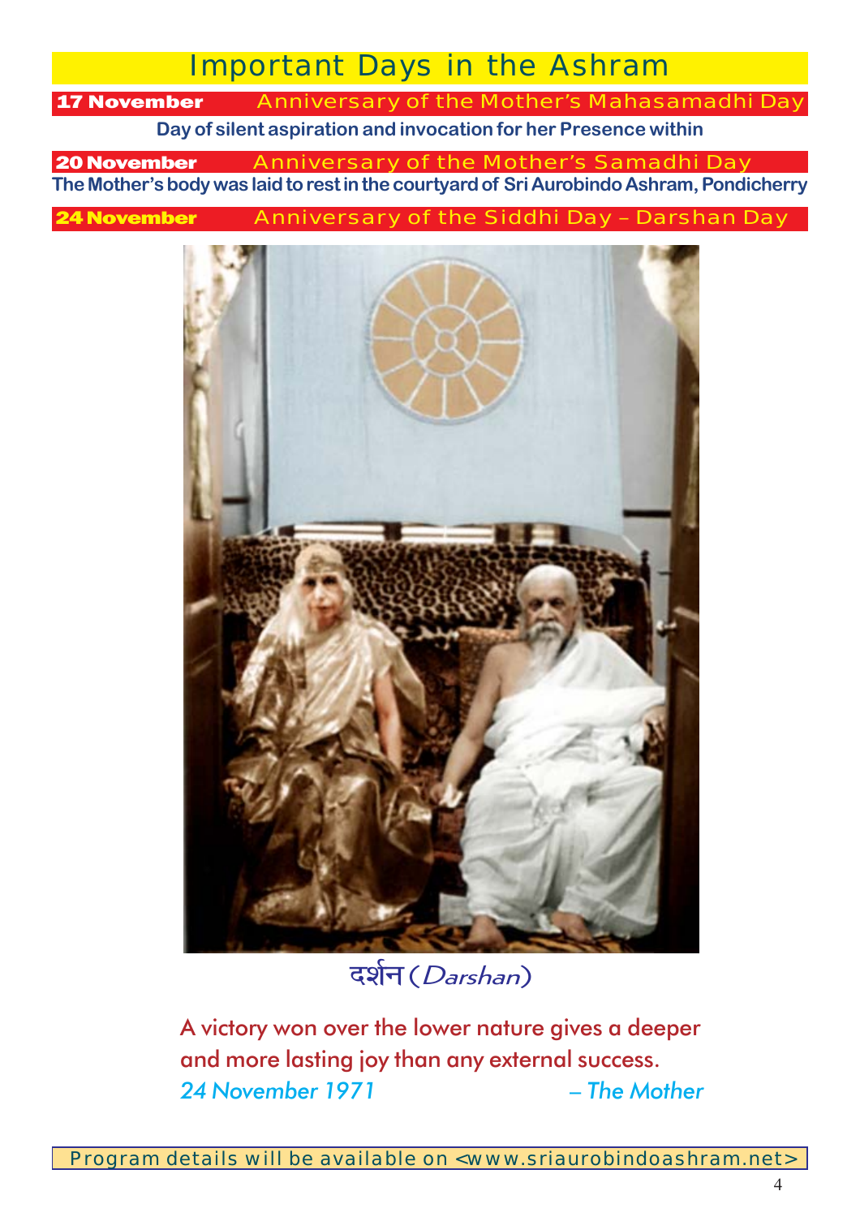# Important Days in the Ashram

**17 November** — Anniversary of the Mother's Mahasamadhi Day

**Day of silent aspiration and invocation for her Presence within**

**20 November** — Anniversary of the Mother's Samadhi Day

**The Mother's body was laid to rest in the courtyard of Sri Aurobindo Ashram, Pondicherry**

**24 November** — Anniversary of the Siddhi Day – Darshan Day

दर्शन (*Darshan*)

A victory won over the lower nature gives a deeper and more lasting joy than any external success.

*24 November 1971* — *The Mother*

Program details will be available on <www.sriaurobindoashram.net>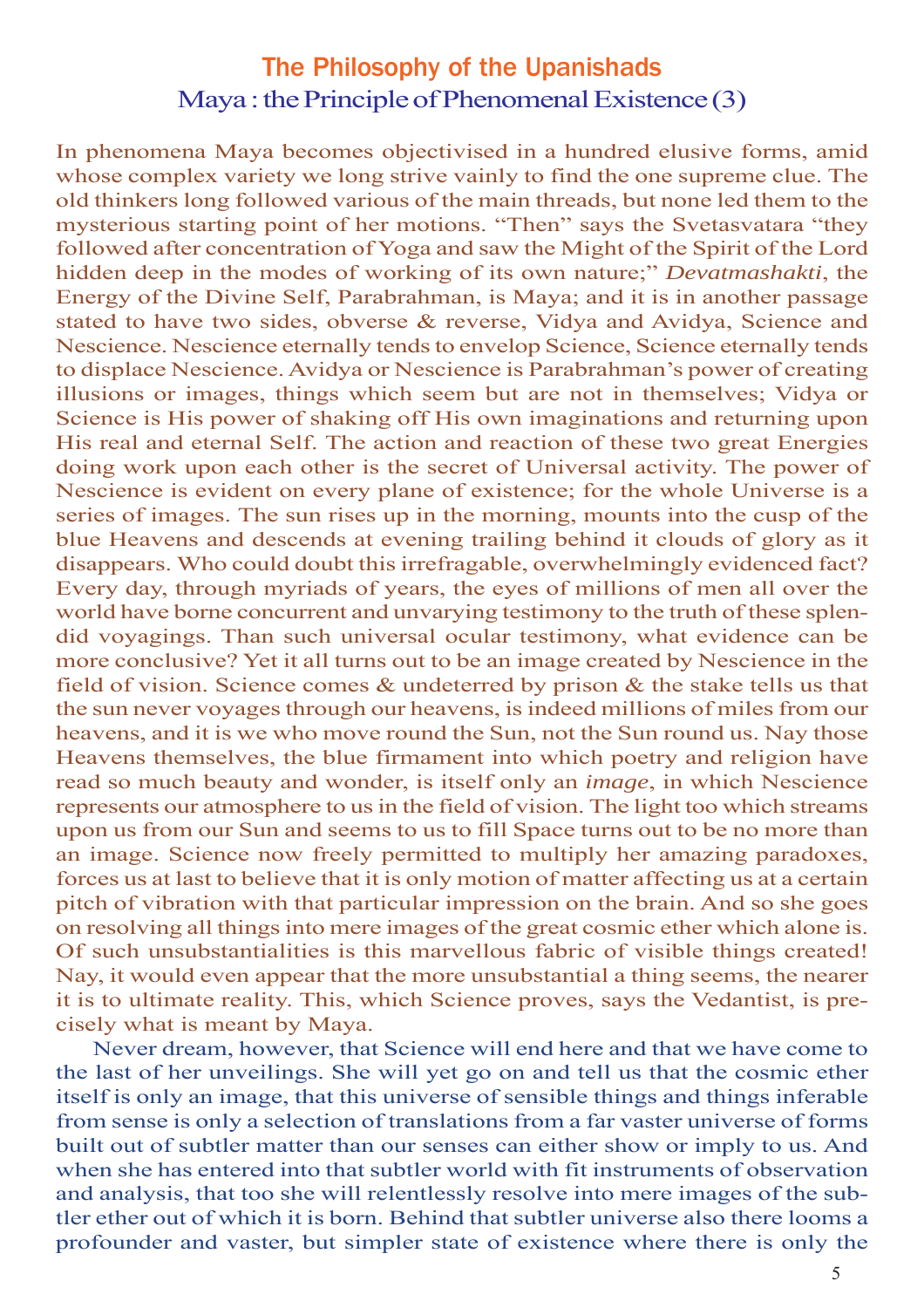# The Philosophy of the Upanishads

## Maya : the Principle of Phenomenal Existence (3)

In phenomena Maya becomes objectivised in a hundred elusive forms, amid whose complex variety we long strive vainly to find the one supreme clue. The old thinkers long followed various of the main threads, but none led them to the mysterious starting point of her motions. "Then" says the Svetasvatara "they followed after concentration of Yoga and saw the Might of the Spirit of the Lord hidden deep in the modes of working of its own nature;" *Devatmashakti*, the Energy of the Divine Self, Parabrahman, is Maya; and it is in another passage stated to have two sides, obverse & reverse, Vidya and Avidya, Science and Nescience. Nescience eternally tends to envelop Science, Science eternally tends to displace Nescience. Avidya or Nescience is Parabrahman's power of creating illusions or images, things which seem but are not in themselves; Vidya or Science is His power of shaking off His own imaginations and returning upon His real and eternal Self. The action and reaction of these two great Energies doing work upon each other is the secret of Universal activity. The power of Nescience is evident on every plane of existence; for the whole Universe is a series of images. The sun rises up in the morning, mounts into the cusp of the blue Heavens and descends at evening trailing behind it clouds of glory as it disappears. Who could doubt this irrefragable, overwhelmingly evidenced fact? Every day, through myriads of years, the eyes of millions of men all over the world have borne concurrent and unvarying testimony to the truth of these splendid voyagings. Than such universal ocular testimony, what evidence can be more conclusive? Yet it all turns out to be an image created by Nescience in the field of vision. Science comes & undeterred by prison & the stake tells us that the sun never voyages through our heavens, is indeed millions of miles from our heavens, and it is we who move round the Sun, not the Sun round us. Nay those Heavens themselves, the blue firmament into which poetry and religion have read so much beauty and wonder, is itself only an *image*, in which Nescience represents our atmosphere to us in the field of vision. The light too which streams upon us from our Sun and seems to us to fill Space turns out to be no more than an image. Science now freely permitted to multiply her amazing paradoxes, forces us at last to believe that it is only motion of matter affecting us at a certain pitch of vibration with that particular impression on the brain. And so she goes on resolving all things into mere images of the great cosmic ether which alone is. Of such unsubstantialities is this marvellous fabric of visible things created! Nay, it would even appear that the more unsubstantial a thing seems, the nearer it is to ultimate reality. This, which Science proves, says the Vedantist, is precisely what is meant by Maya.

Never dream, however, that Science will end here and that we have come to the last of her unveilings. She will yet go on and tell us that the cosmic ether itself is only an image, that this universe of sensible things and things inferable from sense is only a selection of translations from a far vaster universe of forms built out of subtler matter than our senses can either show or imply to us. And when she has entered into that subtler world with fit instruments of observation and analysis, that too she will relentlessly resolve into mere images of the subtler ether out of which it is born. Behind that subtler universe also there looms a profounder and vaster, but simpler state of existence where there is only the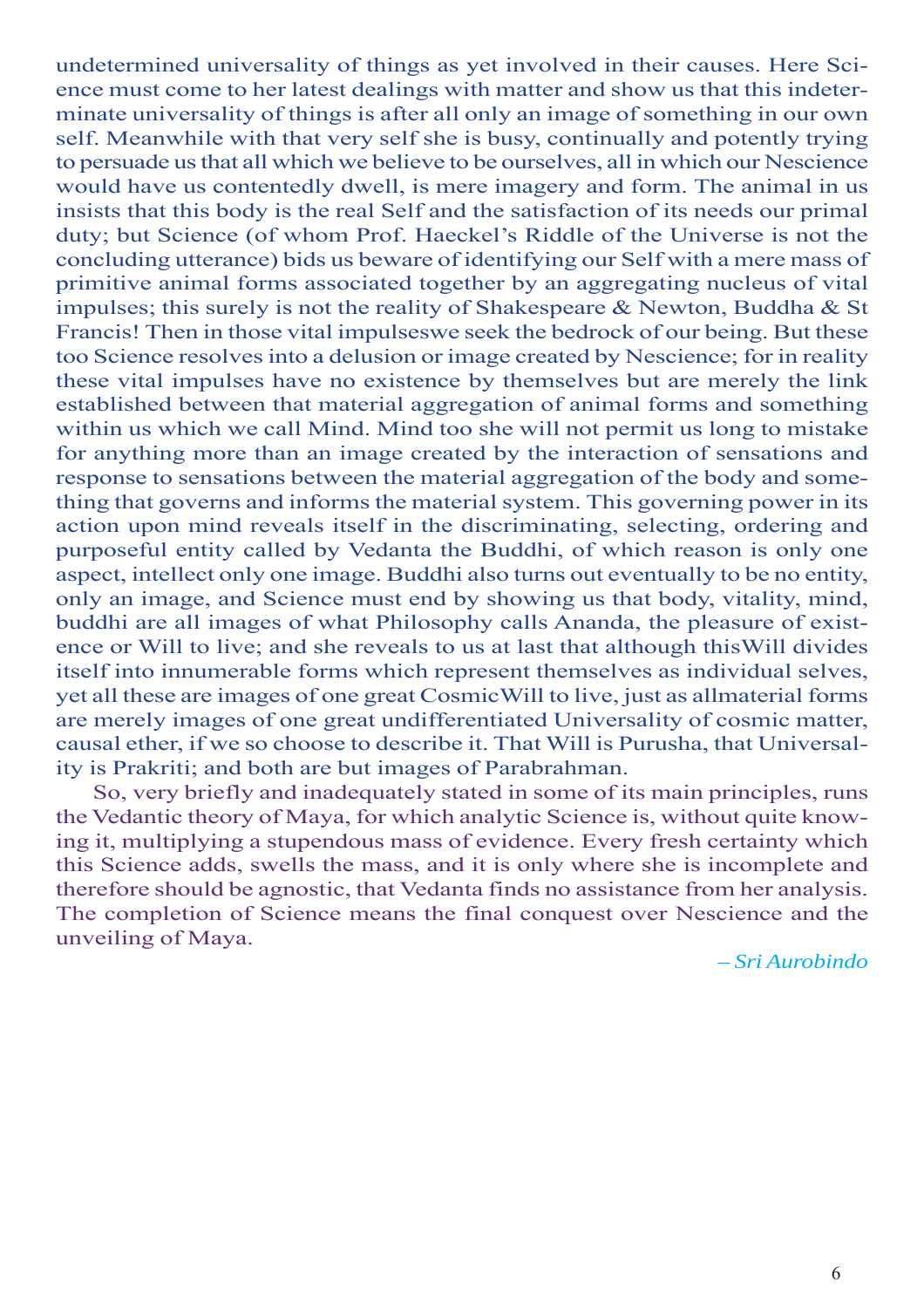undetermined universality of things as yet involved in their causes. Here Science must come to her latest dealings with matter and show us that this indeterminate universality of things is after all only an image of something in our own self. Meanwhile with that very self she is busy, continually and potently trying to persuade us that all which we believe to be ourselves, all in which our Nescience would have us contentedly dwell, is mere imagery and form. The animal in us insists that this body is the real Self and the satisfaction of its needs our primal duty; but Science (of whom Prof. Haeckel's Riddle of the Universe is not the concluding utterance) bids us beware of identifying our Self with a mere mass of primitive animal forms associated together by an aggregating nucleus of vital impulses; this surely is not the reality of Shakespeare & Newton, Buddha & St Francis! Then in those vital impulseswe seek the bedrock of our being. But these too Science resolves into a delusion or image created by Nescience; for in reality these vital impulses have no existence by themselves but are merely the link established between that material aggregation of animal forms and something within us which we call Mind. Mind too she will not permit us long to mistake for anything more than an image created by the interaction of sensations and response to sensations between the material aggregation of the body and something that governs and informs the material system. This governing power in its action upon mind reveals itself in the discriminating, selecting, ordering and purposeful entity called by Vedanta the Buddhi, of which reason is only one aspect, intellect only one image. Buddhi also turns out eventually to be no entity, only an image, and Science must end by showing us that body, vitality, mind, buddhi are all images of what Philosophy calls Ananda, the pleasure of existence or Will to live; and she reveals to us at last that although thisWill divides itself into innumerable forms which represent themselves as individual selves, yet all these are images of one great CosmicWill to live, just as allmaterial forms are merely images of one great undifferentiated Universality of cosmic matter, causal ether, if we so choose to describe it. That Will is Purusha, that Universality is Prakriti; and both are but images of Parabrahman.

So, very briefly and inadequately stated in some of its main principles, runs the Vedantic theory of Maya, for which analytic Science is, without quite knowing it, multiplying a stupendous mass of evidence. Every fresh certainty which this Science adds, swells the mass, and it is only where she is incomplete and therefore should be agnostic, that Vedanta finds no assistance from her analysis. The completion of Science means the final conquest over Nescience and the unveiling of Maya.

*– Sri Aurobindo*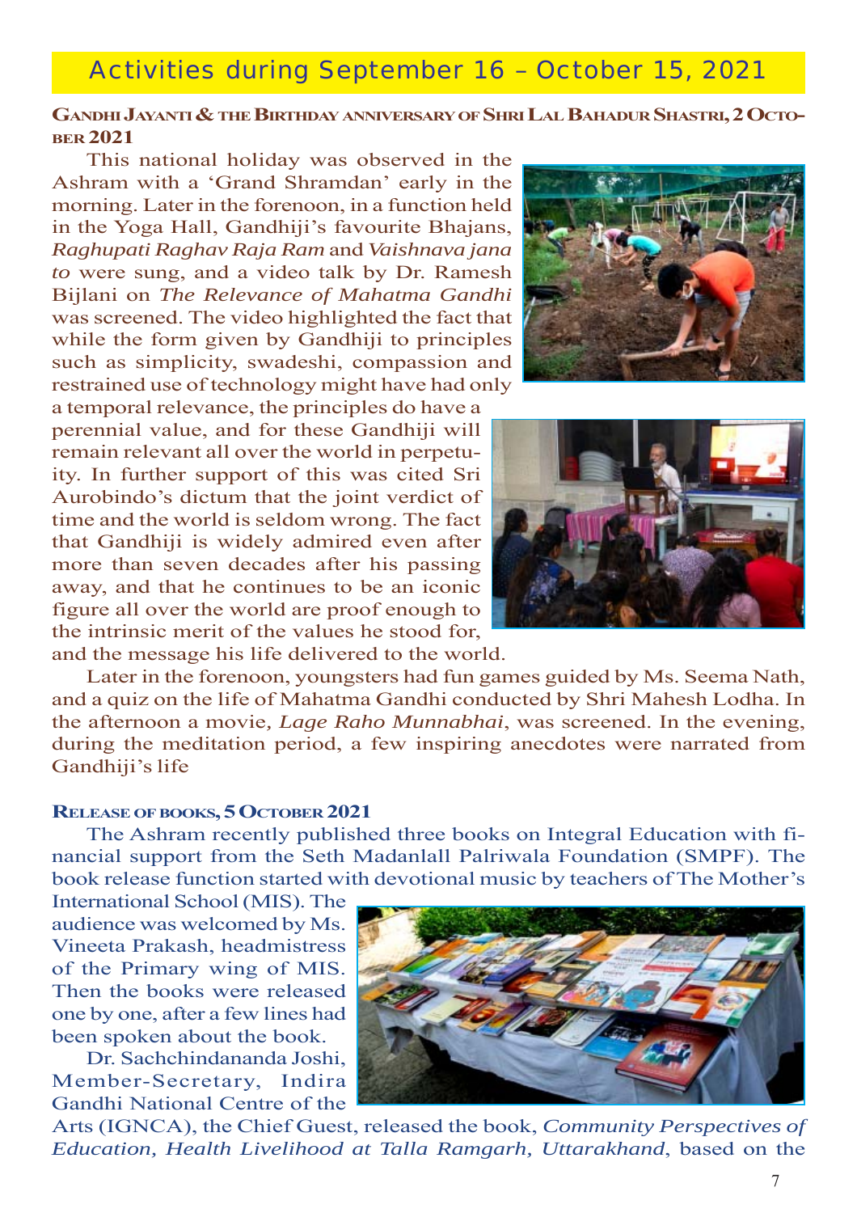# Activities during September 16 – October 15, 2021

### Gandhi Jayanti & the Birthday anniversary of Shri Lal Bahadur Shastri, 2 October 2021

This national holiday was observed in the Ashram with a 'Grand Shramdan' early in the morning. Later in the forenoon, in a function held in the Yoga Hall, Gandhiji's favourite Bhajans, *Raghupati Raghav Raja Ram* and *Vaishnava jana to* were sung, and a video talk by Dr. Ramesh Bijlani on *The Relevance of Mahatma Gandhi* was screened. The video highlighted the fact that while the form given by Gandhiji to principles such as simplicity, swadeshi, compassion and restrained use of technology might have had only a temporal relevance, the principles do have a perennial value, and for these Gandhiji will remain relevant all over the world in perpetuity. In further support of this was cited Sri Aurobindo's dictum that the joint verdict of time and the world is seldom wrong. The fact that Gandhiji is widely admired even after more than seven decades after his passing away, and that he continues to be an iconic figure all over the world are proof enough to the intrinsic merit of the values he stood for, and the message his life delivered to the world.

Later in the forenoon, youngsters had fun games guided by Ms. Seema Nath, and a quiz on the life of Mahatma Gandhi conducted by Shri Mahesh Lodha. In the afternoon a movie, *Lage Raho Munnabhai*, was screened. In the evening, during the meditation period, a few inspiring anecdotes were narrated from Gandhiji's life

### Release of books, 5 October 2021

The Ashram recently published three books on Integral Education with financial support from the Seth Madanlall Palriwala Foundation (SMPF). The book release function started with devotional music by teachers of The Mother's International School (MIS). The audience was welcomed by Ms. Vineeta Prakash, headmistress of the Primary wing of MIS. Then the books were released one by one, after a few lines had been spoken about the book.

Dr. Sachchindananda Joshi, Member-Secretary, Indira Gandhi National Centre of the Arts (IGNCA), the Chief Guest, released the book, *Community Perspectives of Education, Health Livelihood at Talla Ramgarh, Uttarakhand*, based on the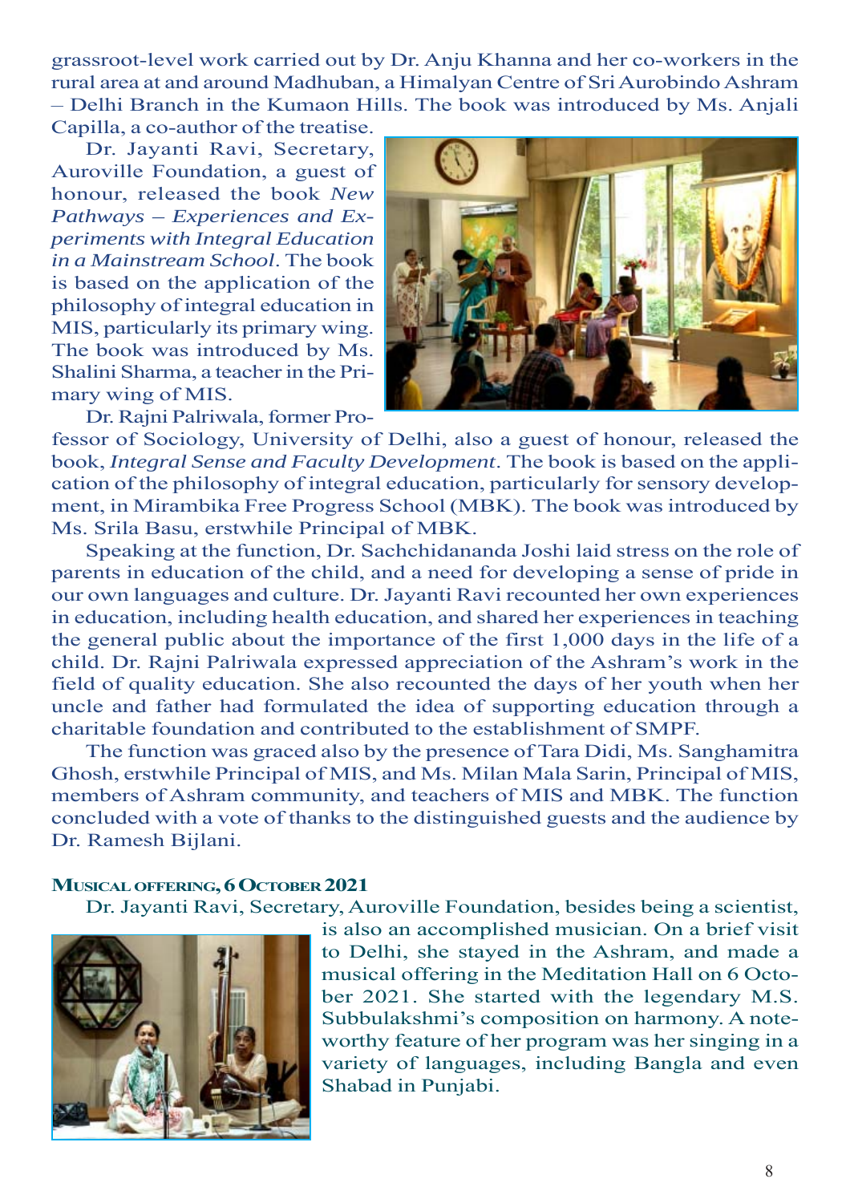grassroot-level work carried out by Dr. Anju Khanna and her co-workers in the rural area at and around Madhuban, a Himalyan Centre of Sri Aurobindo Ashram – Delhi Branch in the Kumaon Hills. The book was introduced by Ms. Anjali Capilla, a co-author of the treatise.

Dr. Jayanti Ravi, Secretary, Auroville Foundation, a guest of honour, released the book *New Pathways – Experiences and Experiments with Integral Education in a Mainstream School*. The book is based on the application of the philosophy of integral education in MIS, particularly its primary wing. The book was introduced by Ms. Shalini Sharma, a teacher in the Primary wing of MIS.

Dr. Rajni Palriwala, former Professor of Sociology, University of Delhi, also a guest of honour, released the book, *Integral Sense and Faculty Development*. The book is based on the application of the philosophy of integral education, particularly for sensory development, in Mirambika Free Progress School (MBK). The book was introduced by Ms. Srila Basu, erstwhile Principal of MBK.

Speaking at the function, Dr. Sachchidananda Joshi laid stress on the role of parents in education of the child, and a need for developing a sense of pride in our own languages and culture. Dr. Jayanti Ravi recounted her own experiences in education, including health education, and shared her experiences in teaching the general public about the importance of the first 1,000 days in the life of a child. Dr. Rajni Palriwala expressed appreciation of the Ashram's work in the field of quality education. She also recounted the days of her youth when her uncle and father had formulated the idea of supporting education through a charitable foundation and contributed to the establishment of SMPF.

The function was graced also by the presence of Tara Didi, Ms. Sanghamitra Ghosh, erstwhile Principal of MIS, and Ms. Milan Mala Sarin, Principal of MIS, members of Ashram community, and teachers of MIS and MBK. The function concluded with a vote of thanks to the distinguished guests and the audience by Dr. Ramesh Bijlani.

**MUSICAL OFFERING, 6 OCTOBER 2021**

Dr. Jayanti Ravi, Secretary, Auroville Foundation, besides being a scientist, is also an accomplished musician. On a brief visit to Delhi, she stayed in the Ashram, and made a musical offering in the Meditation Hall on 6 October 2021. She started with the legendary M.S. Subbulakshmi's composition on harmony. A noteworthy feature of her program was her singing in a variety of languages, including Bangla and even Shabad in Punjabi.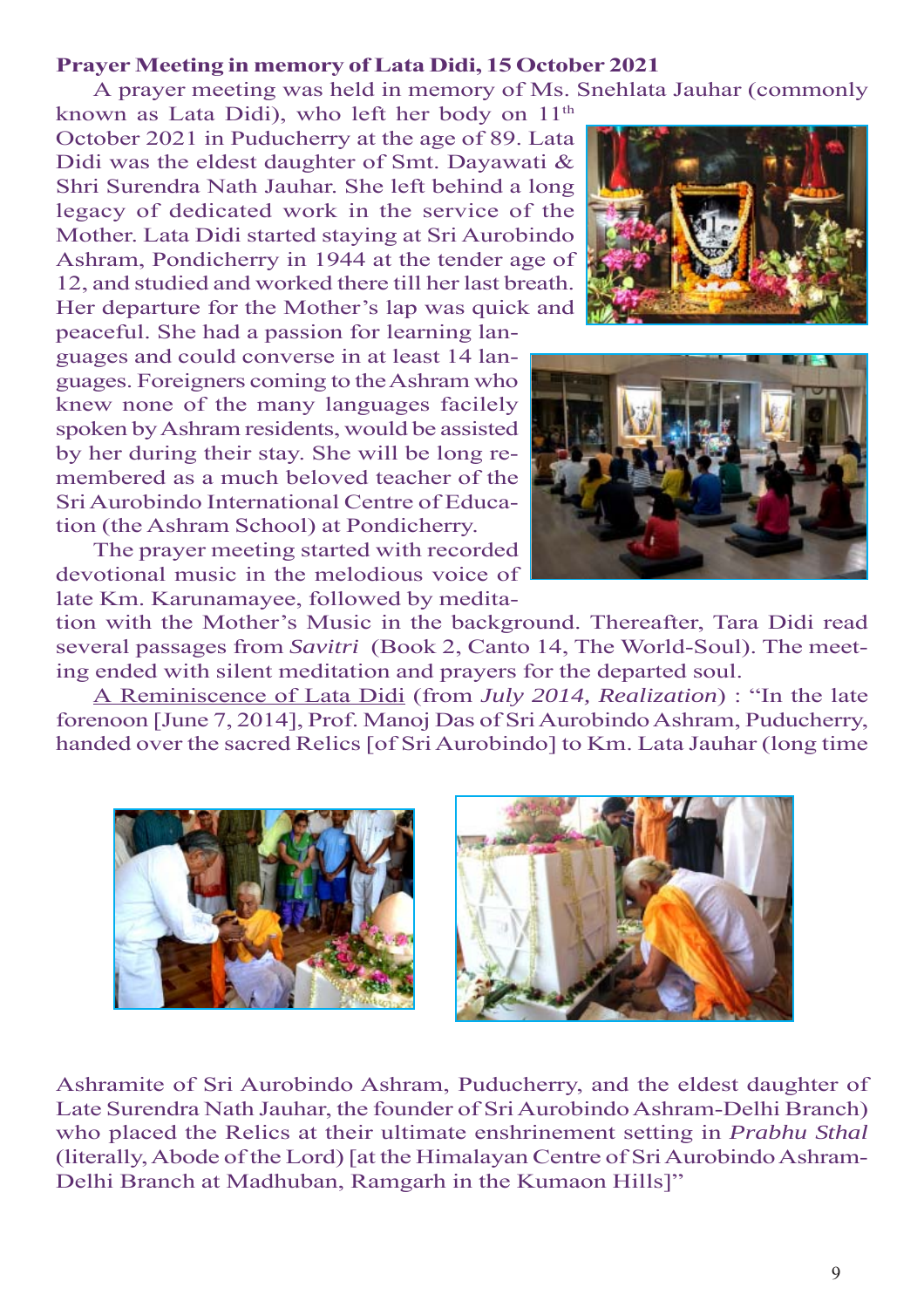**Prayer Meeting in memory of Lata Didi, 15 October 2021**

A prayer meeting was held in memory of Ms. Snehlata Jauhar (commonly known as Lata Didi), who left her body on 11th October 2021 in Puducherry at the age of 89. Lata Didi was the eldest daughter of Smt. Dayawati & Shri Surendra Nath Jauhar. She left behind a long legacy of dedicated work in the service of the Mother. Lata Didi started staying at Sri Aurobindo Ashram, Pondicherry in 1944 at the tender age of 12, and studied and worked there till her last breath. Her departure for the Mother's lap was quick and peaceful. She had a passion for learning languages and could converse in at least 14 languages. Foreigners coming to the Ashram who knew none of the many languages facilely spoken by Ashram residents, would be assisted by her during their stay. She will be long remembered as a much beloved teacher of the Sri Aurobindo International Centre of Education (the Ashram School) at Pondicherry.

The prayer meeting started with recorded devotional music in the melodious voice of late Km. Karunamayee, followed by meditation with the Mother's Music in the background. Thereafter, Tara Didi read several passages from *Savitri* (Book 2, Canto 14, The World-Soul). The meeting ended with silent meditation and prayers for the departed soul.

A Reminiscence of Lata Didi (from *July 2014, Realization*) : "In the late forenoon [June 7, 2014], Prof. Manoj Das of Sri Aurobindo Ashram, Puducherry, handed over the sacred Relics [of Sri Aurobindo] to Km. Lata Jauhar (long time Ashramite of Sri Aurobindo Ashram, Puducherry, and the eldest daughter of Late Surendra Nath Jauhar, the founder of Sri Aurobindo Ashram-Delhi Branch) who placed the Relics at their ultimate enshrinement setting in *Prabhu Sthal* (literally, Abode of the Lord) [at the Himalayan Centre of Sri Aurobindo Ashram-Delhi Branch at Madhuban, Ramgarh in the Kumaon Hills]"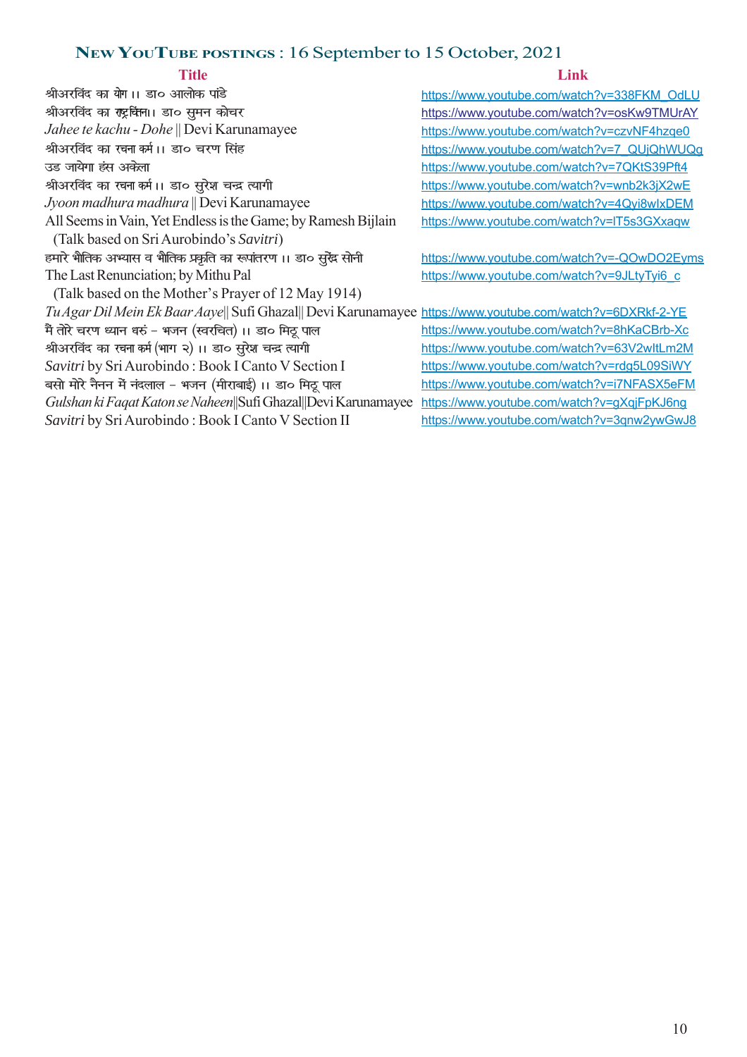## New YouTube postings : 16 September to 15 October, 2021

| Title | Link |
|---|---|
| श्रीअरविंद का योग ।। डा० आलोक पांडे | https://www.youtube.com/watch?v=338FKM_OdLU |
| श्रीअरविंद का राष्ट्रचिंतन।। डा० सुमन कोचर | https://www.youtube.com/watch?v=osKw9TMUrAY |
| *Jahee te kachu - Dohe* \|\| Devi Karunamayee | https://www.youtube.com/watch?v=czvNF4hzqe0 |
| श्रीअरविंद का रचना कर्म ।। डा० चरण सिंह | https://www.youtube.com/watch?v=7_QUjQhWUQg |
| उड जायेगा हंस अकेला | https://www.youtube.com/watch?v=7QKtS39Pft4 |
| श्रीअरविंद का रचना कर्म ।। डा० सुरेश चन्द्र त्यागी | https://www.youtube.com/watch?v=wnb2k3jX2wE |
| *Jyoon madhura madhura* \|\| Devi Karunamayee | https://www.youtube.com/watch?v=4Qyi8wIxDEM |
| All Seems in Vain, Yet Endless is the Game; by Ramesh Bijlain (Talk based on Sri Aurobindo's *Savitri*) | https://www.youtube.com/watch?v=lT5s3GXxaqw |
| हमारे भौतिक अभ्यास व भौतिक प्रकृति का रूपांतरण ।। डा० सुरेंद्र सोनी | https://www.youtube.com/watch?v=-QOwDO2Eyms |
| The Last Renunciation; by Mithu Pal (Talk based on the Mother's Prayer of 12 May 1914) | https://www.youtube.com/watch?v=9JLtyTyi6_c |
| *Tu Agar Dil Mein Ek Baar Aaye* \|\| Sufi Ghazal \|\| Devi Karunamayee | https://www.youtube.com/watch?v=6DXRkf-2-YE |
| मैं तोरे चरण ध्यान धरुं – भजन (स्वरचित) ।। डा० मिठू पाल | https://www.youtube.com/watch?v=8hKaCBrb-Xc |
| श्रीअरविंद का रचना कर्म (भाग २) ।। डा० सुरेश चन्द्र त्यागी | https://www.youtube.com/watch?v=63V2wltLm2M |
| *Savitri* by Sri Aurobindo : Book I Canto V Section I | https://www.youtube.com/watch?v=rdg5L09SiWY |
| बसो मोरे नैनन में नंदलाल – भजन (मीराबाई) ।। डा० मिठू पाल | https://www.youtube.com/watch?v=i7NFASX5eFM |
| *Gulshan ki Faqat Katon se Naheen* \|\| Sufi Ghazal \|\| Devi Karunamayee | https://www.youtube.com/watch?v=gXqjFpKJ6ng |
| *Savitri* by Sri Aurobindo : Book I Canto V Section II | https://www.youtube.com/watch?v=3qnw2ywGwJ8 |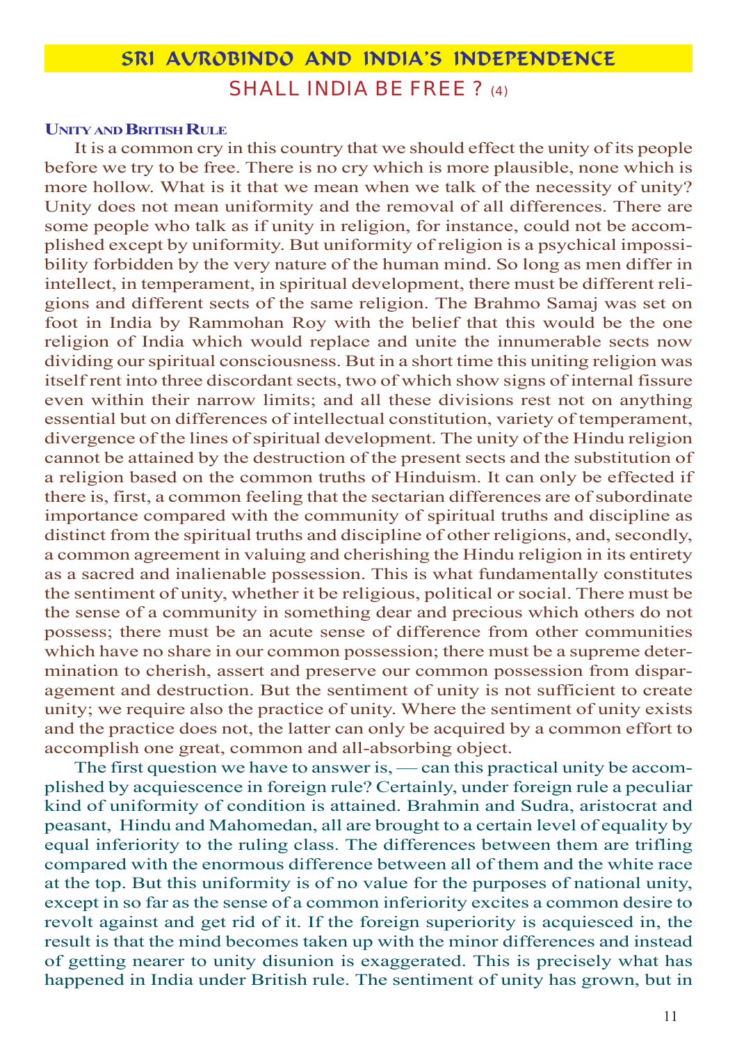# SRI AUROBINDO AND INDIA'S INDEPENDENCE

## SHALL INDIA BE FREE ? (4)

### Unity and British Rule

It is a common cry in this country that we should effect the unity of its people before we try to be free. There is no cry which is more plausible, none which is more hollow. What is it that we mean when we talk of the necessity of unity? Unity does not mean uniformity and the removal of all differences. There are some people who talk as if unity in religion, for instance, could not be accomplished except by uniformity. But uniformity of religion is a psychical impossibility forbidden by the very nature of the human mind. So long as men differ in intellect, in temperament, in spiritual development, there must be different religions and different sects of the same religion. The Brahmo Samaj was set on foot in India by Rammohan Roy with the belief that this would be the one religion of India which would replace and unite the innumerable sects now dividing our spiritual consciousness. But in a short time this uniting religion was itself rent into three discordant sects, two of which show signs of internal fissure even within their narrow limits; and all these divisions rest not on anything essential but on differences of intellectual constitution, variety of temperament, divergence of the lines of spiritual development. The unity of the Hindu religion cannot be attained by the destruction of the present sects and the substitution of a religion based on the common truths of Hinduism. It can only be effected if there is, first, a common feeling that the sectarian differences are of subordinate importance compared with the community of spiritual truths and discipline as distinct from the spiritual truths and discipline of other religions, and, secondly, a common agreement in valuing and cherishing the Hindu religion in its entirety as a sacred and inalienable possession. This is what fundamentally constitutes the sentiment of unity, whether it be religious, political or social. There must be the sense of a community in something dear and precious which others do not possess; there must be an acute sense of difference from other communities which have no share in our common possession; there must be a supreme determination to cherish, assert and preserve our common possession from disparagement and destruction. But the sentiment of unity is not sufficient to create unity; we require also the practice of unity. Where the sentiment of unity exists and the practice does not, the latter can only be acquired by a common effort to accomplish one great, common and all-absorbing object.

The first question we have to answer is, — can this practical unity be accomplished by acquiescence in foreign rule? Certainly, under foreign rule a peculiar kind of uniformity of condition is attained. Brahmin and Sudra, aristocrat and peasant, Hindu and Mahomedan, all are brought to a certain level of equality by equal inferiority to the ruling class. The differences between them are trifling compared with the enormous difference between all of them and the white race at the top. But this uniformity is of no value for the purposes of national unity, except in so far as the sense of a common inferiority excites a common desire to revolt against and get rid of it. If the foreign superiority is acquiesced in, the result is that the mind becomes taken up with the minor differences and instead of getting nearer to unity disunion is exaggerated. This is precisely what has happened in India under British rule. The sentiment of unity has grown, but in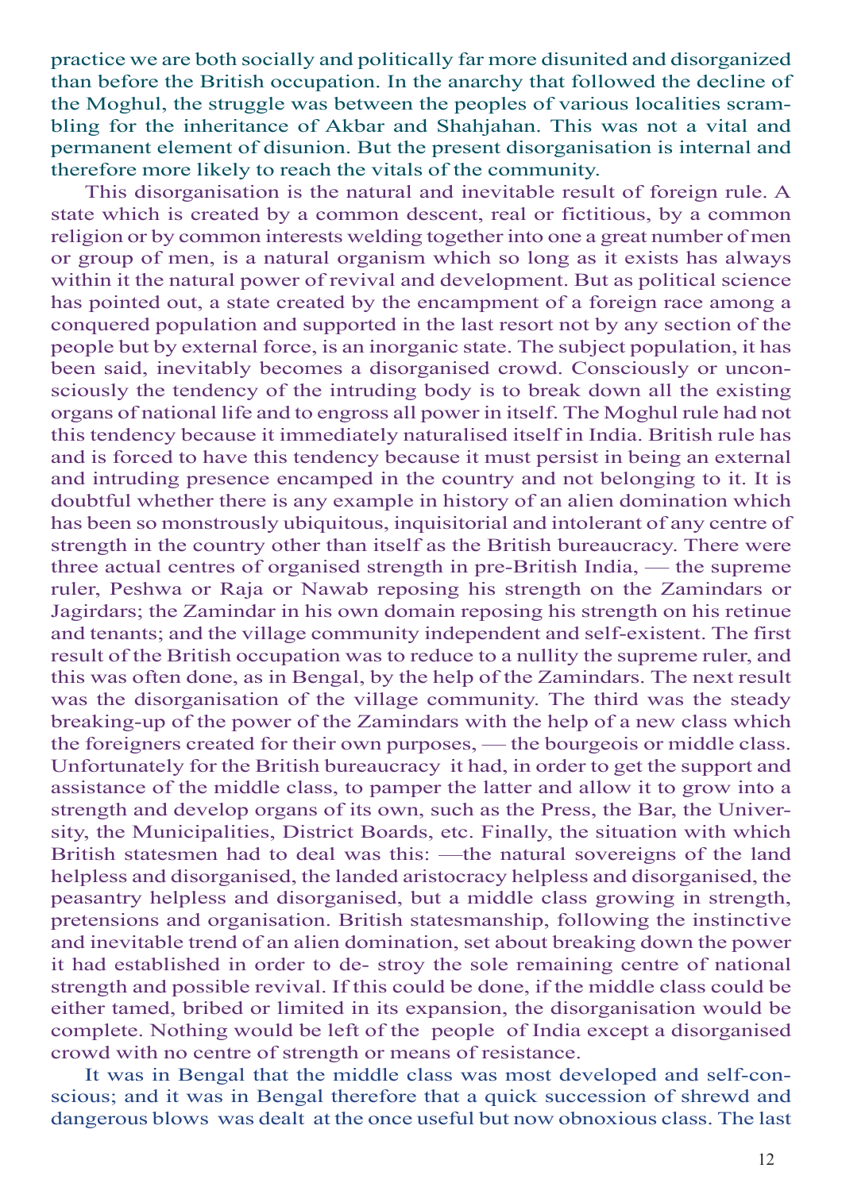practice we are both socially and politically far more disunited and disorganized than before the British occupation. In the anarchy that followed the decline of the Moghul, the struggle was between the peoples of various localities scrambling for the inheritance of Akbar and Shahjahan. This was not a vital and permanent element of disunion. But the present disorganisation is internal and therefore more likely to reach the vitals of the community.

This disorganisation is the natural and inevitable result of foreign rule. A state which is created by a common descent, real or fictitious, by a common religion or by common interests welding together into one a great number of men or group of men, is a natural organism which so long as it exists has always within it the natural power of revival and development. But as political science has pointed out, a state created by the encampment of a foreign race among a conquered population and supported in the last resort not by any section of the people but by external force, is an inorganic state. The subject population, it has been said, inevitably becomes a disorganised crowd. Consciously or unconsciously the tendency of the intruding body is to break down all the existing organs of national life and to engross all power in itself. The Moghul rule had not this tendency because it immediately naturalised itself in India. British rule has and is forced to have this tendency because it must persist in being an external and intruding presence encamped in the country and not belonging to it. It is doubtful whether there is any example in history of an alien domination which has been so monstrously ubiquitous, inquisitorial and intolerant of any centre of strength in the country other than itself as the British bureaucracy. There were three actual centres of organised strength in pre-British India, — the supreme ruler, Peshwa or Raja or Nawab reposing his strength on the Zamindars or Jagirdars; the Zamindar in his own domain reposing his strength on his retinue and tenants; and the village community independent and self-existent. The first result of the British occupation was to reduce to a nullity the supreme ruler, and this was often done, as in Bengal, by the help of the Zamindars. The next result was the disorganisation of the village community. The third was the steady breaking-up of the power of the Zamindars with the help of a new class which the foreigners created for their own purposes, — the bourgeois or middle class. Unfortunately for the British bureaucracy it had, in order to get the support and assistance of the middle class, to pamper the latter and allow it to grow into a strength and develop organs of its own, such as the Press, the Bar, the University, the Municipalities, District Boards, etc. Finally, the situation with which British statesmen had to deal was this: —the natural sovereigns of the land helpless and disorganised, the landed aristocracy helpless and disorganised, the peasantry helpless and disorganised, but a middle class growing in strength, pretensions and organisation. British statesmanship, following the instinctive and inevitable trend of an alien domination, set about breaking down the power it had established in order to de- stroy the sole remaining centre of national strength and possible revival. If this could be done, if the middle class could be either tamed, bribed or limited in its expansion, the disorganisation would be complete. Nothing would be left of the people of India except a disorganised crowd with no centre of strength or means of resistance.

It was in Bengal that the middle class was most developed and self-conscious; and it was in Bengal therefore that a quick succession of shrewd and dangerous blows was dealt at the once useful but now obnoxious class. The last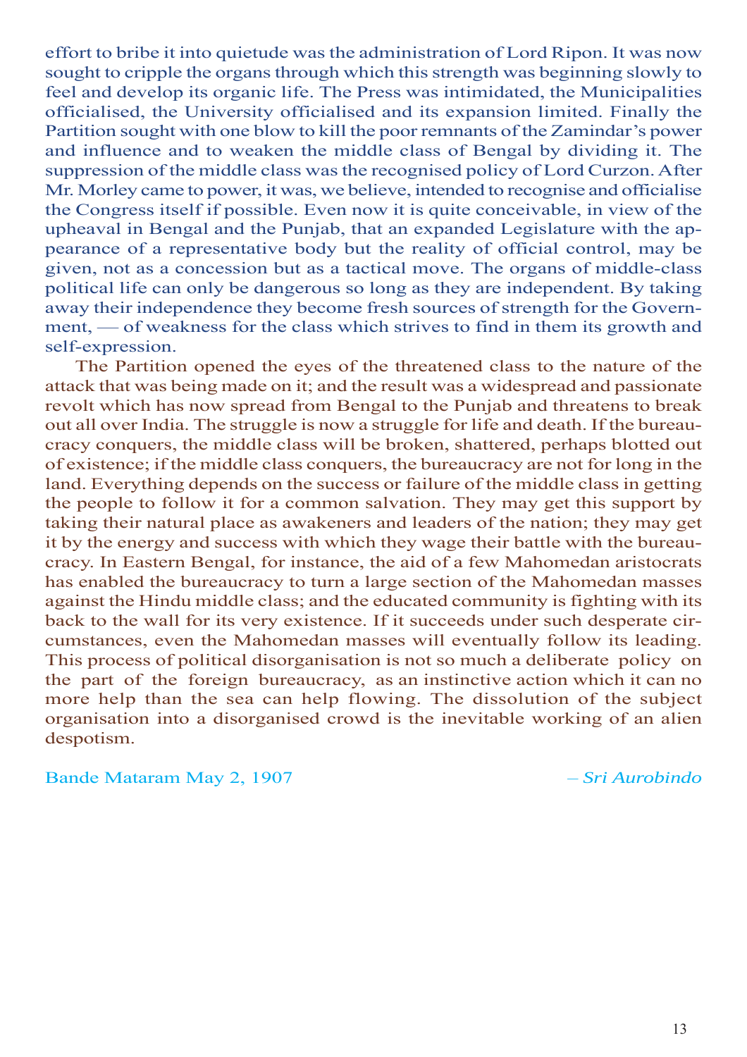effort to bribe it into quietude was the administration of Lord Ripon. It was now sought to cripple the organs through which this strength was beginning slowly to feel and develop its organic life. The Press was intimidated, the Municipalities officialised, the University officialised and its expansion limited. Finally the Partition sought with one blow to kill the poor remnants of the Zamindar's power and influence and to weaken the middle class of Bengal by dividing it. The suppression of the middle class was the recognised policy of Lord Curzon. After Mr. Morley came to power, it was, we believe, intended to recognise and officialise the Congress itself if possible. Even now it is quite conceivable, in view of the upheaval in Bengal and the Punjab, that an expanded Legislature with the appearance of a representative body but the reality of official control, may be given, not as a concession but as a tactical move. The organs of middle-class political life can only be dangerous so long as they are independent. By taking away their independence they become fresh sources of strength for the Government, — of weakness for the class which strives to find in them its growth and self-expression.

The Partition opened the eyes of the threatened class to the nature of the attack that was being made on it; and the result was a widespread and passionate revolt which has now spread from Bengal to the Punjab and threatens to break out all over India. The struggle is now a struggle for life and death. If the bureaucracy conquers, the middle class will be broken, shattered, perhaps blotted out of existence; if the middle class conquers, the bureaucracy are not for long in the land. Everything depends on the success or failure of the middle class in getting the people to follow it for a common salvation. They may get this support by taking their natural place as awakeners and leaders of the nation; they may get it by the energy and success with which they wage their battle with the bureaucracy. In Eastern Bengal, for instance, the aid of a few Mahomedan aristocrats has enabled the bureaucracy to turn a large section of the Mahomedan masses against the Hindu middle class; and the educated community is fighting with its back to the wall for its very existence. If it succeeds under such desperate circumstances, even the Mahomedan masses will eventually follow its leading. This process of political disorganisation is not so much a deliberate policy on the part of the foreign bureaucracy, as an instinctive action which it can no more help than the sea can help flowing. The dissolution of the subject organisation into a disorganised crowd is the inevitable working of an alien despotism.

Bande Mataram May 2, 1907 — *Sri Aurobindo*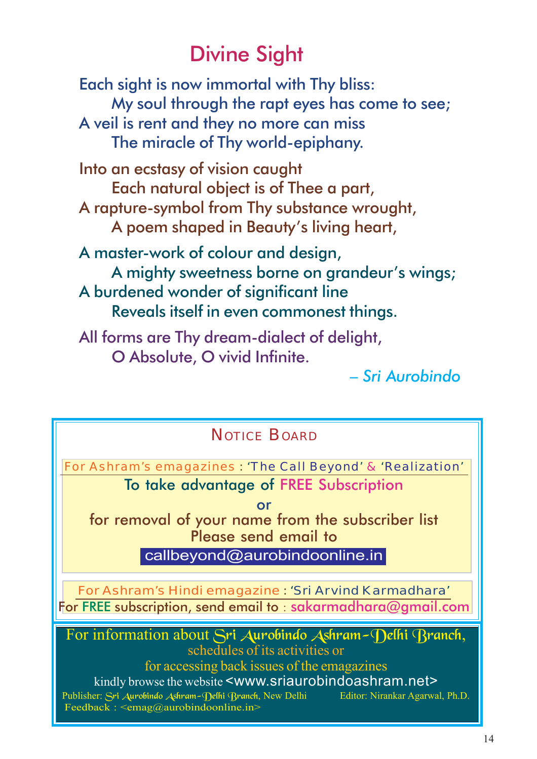# Divine Sight

Each sight is now immortal with Thy bliss:
  My soul through the rapt eyes has come to see;
A veil is rent and they no more can miss
  The miracle of Thy world-epiphany.

Into an ecstasy of vision caught
  Each natural object is of Thee a part,
A rapture-symbol from Thy substance wrought,
  A poem shaped in Beauty's living heart,

A master-work of colour and design,
  A mighty sweetness borne on grandeur's wings;
A burdened wonder of significant line
  Reveals itself in even commonest things.

All forms are Thy dream-dialect of delight,
  O Absolute, O vivid Infinite.

*– Sri Aurobindo*

## NOTICE BOARD

For Ashram's emagazines : 'The Call Beyond' & 'Realization'

To take advantage of FREE Subscription
or
for removal of your name from the subscriber list
Please send email to
callbeyond@aurobindoonline.in

For Ashram's Hindi emagazine : 'Sri Arvind Karmadhara'
For FREE subscription, send email to : sakarmadhara@gmail.com

For information about Sri Aurobindo Ashram-Delhi Branch,
schedules of its activities or
for accessing back issues of the emagazines
kindly browse the website <www.sriaurobindoashram.net>

Publisher: Sri Aurobindo Ashram-Delhi Branch, New Delhi    Editor: Nirankar Agarwal, Ph.D.
Feedback : <emag@aurobindoonline.in>